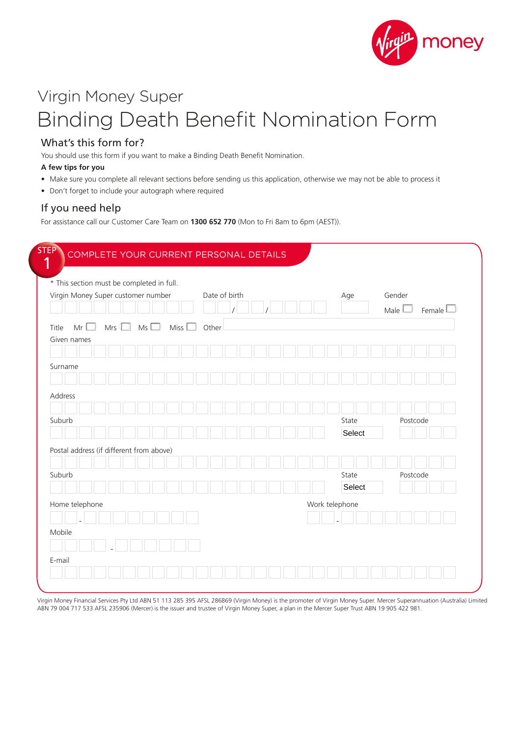Virgin Money Super

# Binding Death Benefit Nomination Form

## What's this form for?

You should use this form if you want to make a Binding Death Benefit Nomination.

**A few tips for you**

- Make sure you complete all relevant sections before sending us this application, otherwise we may not be able to process it
- Don't forget to include your autograph where required

## If you need help

For assistance call our Customer Care Team on **1300 652 770** (Mon to Fri 8am to 6pm (AEST)).

## STEP 1 COMPLETE YOUR CURRENT PERSONAL DETAILS

* This section must be completed in full.

Virgin Money Super customer number

Date of birth / /

Age

Gender Male ☐ Female ☐

Title Mr ☐ Mrs ☐ Ms ☐ Miss ☐ Other

Given names

Surname

Address

Suburb

State Select

Postcode

Postal address (if different from above)

Suburb

State Select

Postcode

Home telephone -

Work telephone -

Mobile -

E-mail

Virgin Money Financial Services Pty Ltd ABN 51 113 285 395 AFSL 286869 (Virgin Money) is the promoter of Virgin Money Super. Mercer Superannuation (Australia) Limited ABN 79 004 717 533 AFSL 235906 (Mercer) is the issuer and trustee of Virgin Money Super, a plan in the Mercer Super Trust ABN 19 905 422 981.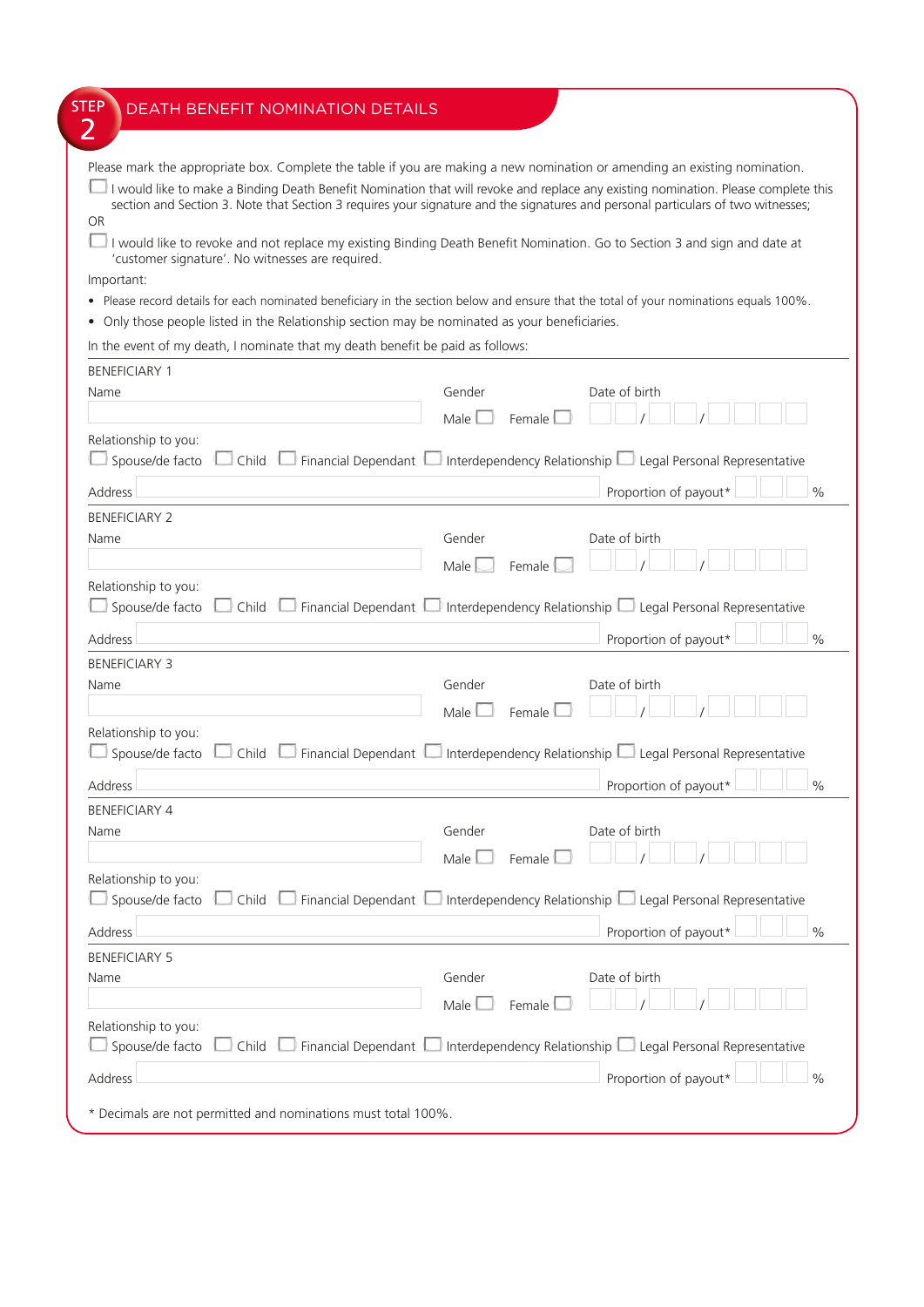## STEP 2 DEATH BENEFIT NOMINATION DETAILS

Please mark the appropriate box. Complete the table if you are making a new nomination or amending an existing nomination.

☐ I would like to make a Binding Death Benefit Nomination that will revoke and replace any existing nomination. Please complete this section and Section 3. Note that Section 3 requires your signature and the signatures and personal particulars of two witnesses;

OR

☐ I would like to revoke and not replace my existing Binding Death Benefit Nomination. Go to Section 3 and sign and date at 'customer signature'. No witnesses are required.

Important:

- Please record details for each nominated beneficiary in the section below and ensure that the total of your nominations equals 100%.
- Only those people listed in the Relationship section may be nominated as your beneficiaries.

In the event of my death, I nominate that my death benefit be paid as follows:

**BENEFICIARY 1**

Name ______________________ Gender: Male ☐ Female ☐ Date of birth ☐☐ / ☐☐ / ☐☐☐☐

Relationship to you:
☐ Spouse/de facto ☐ Child ☐ Financial Dependant ☐ Interdependency Relationship ☐ Legal Personal Representative

Address ______________________ Proportion of payout* ☐☐☐ %

**BENEFICIARY 2**

Name ______________________ Gender: Male ☐ Female ☐ Date of birth ☐☐ / ☐☐ / ☐☐☐☐

Relationship to you:
☐ Spouse/de facto ☐ Child ☐ Financial Dependant ☐ Interdependency Relationship ☐ Legal Personal Representative

Address ______________________ Proportion of payout* ☐☐☐ %

**BENEFICIARY 3**

Name ______________________ Gender: Male ☐ Female ☐ Date of birth ☐☐ / ☐☐ / ☐☐☐☐

Relationship to you:
☐ Spouse/de facto ☐ Child ☐ Financial Dependant ☐ Interdependency Relationship ☐ Legal Personal Representative

Address ______________________ Proportion of payout* ☐☐☐ %

**BENEFICIARY 4**

Name ______________________ Gender: Male ☐ Female ☐ Date of birth ☐☐ / ☐☐ / ☐☐☐☐

Relationship to you:
☐ Spouse/de facto ☐ Child ☐ Financial Dependant ☐ Interdependency Relationship ☐ Legal Personal Representative

Address ______________________ Proportion of payout* ☐☐☐ %

**BENEFICIARY 5**

Name ______________________ Gender: Male ☐ Female ☐ Date of birth ☐☐ / ☐☐ / ☐☐☐☐

Relationship to you:
☐ Spouse/de facto ☐ Child ☐ Financial Dependant ☐ Interdependency Relationship ☐ Legal Personal Representative

Address ______________________ Proportion of payout* ☐☐☐ %

* Decimals are not permitted and nominations must total 100%.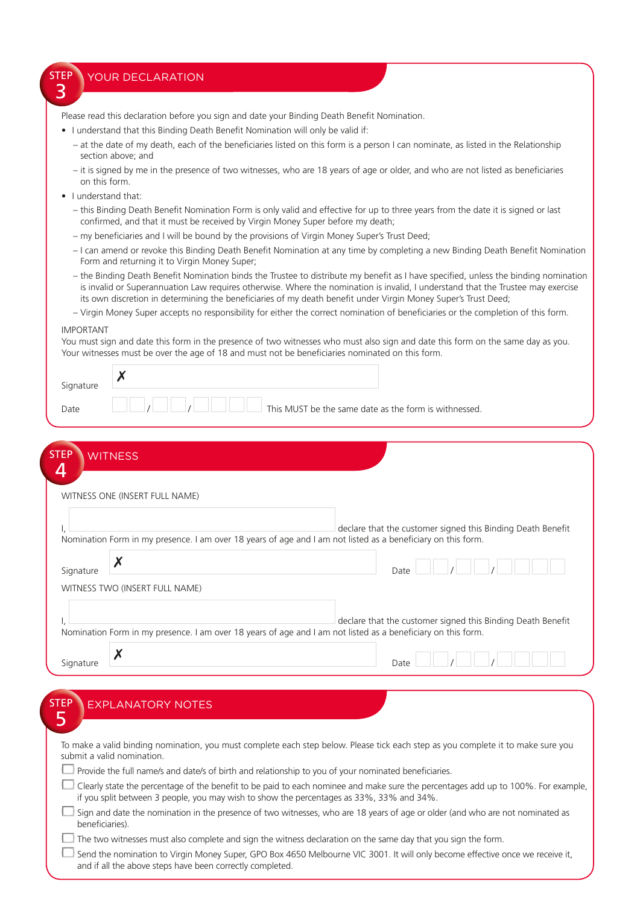## STEP 3 YOUR DECLARATION

Please read this declaration before you sign and date your Binding Death Benefit Nomination.

- I understand that this Binding Death Benefit Nomination will only be valid if:
  - at the date of my death, each of the beneficiaries listed on this form is a person I can nominate, as listed in the Relationship section above; and
  - it is signed by me in the presence of two witnesses, who are 18 years of age or older, and who are not listed as beneficiaries on this form.
- I understand that:
  - this Binding Death Benefit Nomination Form is only valid and effective for up to three years from the date it is signed or last confirmed, and that it must be received by Virgin Money Super before my death;
  - my beneficiaries and I will be bound by the provisions of Virgin Money Super's Trust Deed;
  - I can amend or revoke this Binding Death Benefit Nomination at any time by completing a new Binding Death Benefit Nomination Form and returning it to Virgin Money Super;
  - the Binding Death Benefit Nomination binds the Trustee to distribute my benefit as I have specified, unless the binding nomination is invalid or Superannuation Law requires otherwise. Where the nomination is invalid, I understand that the Trustee may exercise its own discretion in determining the beneficiaries of my death benefit under Virgin Money Super's Trust Deed;
  - Virgin Money Super accepts no responsibility for either the correct nomination of beneficiaries or the completion of this form.

IMPORTANT
You must sign and date this form in the presence of two witnesses who must also sign and date this form on the same day as you. Your witnesses must be over the age of 18 and must not be beneficiaries nominated on this form.

Signature ✗ ____________________

Date __ __ / __ __ / __ __ __ __ This MUST be the same date as the form is witnessed.

## STEP 4 WITNESS

WITNESS ONE (INSERT FULL NAME)

I, ____________________ declare that the customer signed this Binding Death Benefit Nomination Form in my presence. I am over 18 years of age and I am not listed as a beneficiary on this form.

Signature ✗ ____________________ Date __ __ / __ __ / __ __ __ __

WITNESS TWO (INSERT FULL NAME)

I, ____________________ declare that the customer signed this Binding Death Benefit Nomination Form in my presence. I am over 18 years of age and I am not listed as a beneficiary on this form.

Signature ✗ ____________________ Date __ __ / __ __ / __ __ __ __

## STEP 5 EXPLANATORY NOTES

To make a valid binding nomination, you must complete each step below. Please tick each step as you complete it to make sure you submit a valid nomination.

- ☐ Provide the full name/s and date/s of birth and relationship to you of your nominated beneficiaries.
- ☐ Clearly state the percentage of the benefit to be paid to each nominee and make sure the percentages add up to 100%. For example, if you split between 3 people, you may wish to show the percentages as 33%, 33% and 34%.
- ☐ Sign and date the nomination in the presence of two witnesses, who are 18 years of age or older (and who are not nominated as beneficiaries).
- ☐ The two witnesses must also complete and sign the witness declaration on the same day that you sign the form.
- ☐ Send the nomination to Virgin Money Super, GPO Box 4650 Melbourne VIC 3001. It will only become effective once we receive it, and if all the above steps have been correctly completed.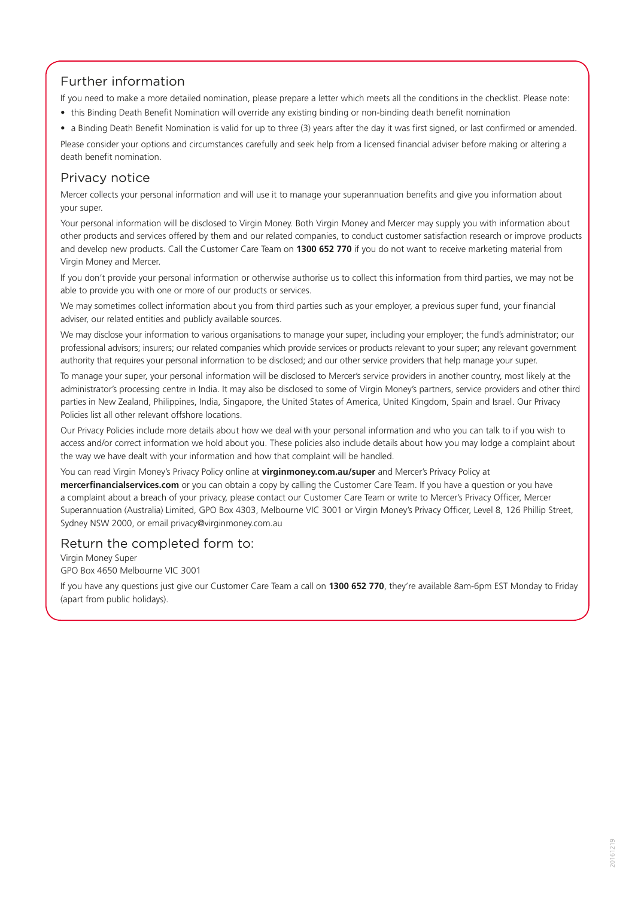## Further information

If you need to make a more detailed nomination, please prepare a letter which meets all the conditions in the checklist. Please note:

- this Binding Death Benefit Nomination will override any existing binding or non-binding death benefit nomination
- a Binding Death Benefit Nomination is valid for up to three (3) years after the day it was first signed, or last confirmed or amended.

Please consider your options and circumstances carefully and seek help from a licensed financial adviser before making or altering a death benefit nomination.

## Privacy notice

Mercer collects your personal information and will use it to manage your superannuation benefits and give you information about your super.

Your personal information will be disclosed to Virgin Money. Both Virgin Money and Mercer may supply you with information about other products and services offered by them and our related companies, to conduct customer satisfaction research or improve products and develop new products. Call the Customer Care Team on **1300 652 770** if you do not want to receive marketing material from Virgin Money and Mercer.

If you don't provide your personal information or otherwise authorise us to collect this information from third parties, we may not be able to provide you with one or more of our products or services.

We may sometimes collect information about you from third parties such as your employer, a previous super fund, your financial adviser, our related entities and publicly available sources.

We may disclose your information to various organisations to manage your super, including your employer; the fund's administrator; our professional advisors; insurers; our related companies which provide services or products relevant to your super; any relevant government authority that requires your personal information to be disclosed; and our other service providers that help manage your super.

To manage your super, your personal information will be disclosed to Mercer's service providers in another country, most likely at the administrator's processing centre in India. It may also be disclosed to some of Virgin Money's partners, service providers and other third parties in New Zealand, Philippines, India, Singapore, the United States of America, United Kingdom, Spain and Israel. Our Privacy Policies list all other relevant offshore locations.

Our Privacy Policies include more details about how we deal with your personal information and who you can talk to if you wish to access and/or correct information we hold about you. These policies also include details about how you may lodge a complaint about the way we have dealt with your information and how that complaint will be handled.

You can read Virgin Money's Privacy Policy online at **virginmoney.com.au/super** and Mercer's Privacy Policy at **mercerfinancialservices.com** or you can obtain a copy by calling the Customer Care Team. If you have a question or you have a complaint about a breach of your privacy, please contact our Customer Care Team or write to Mercer's Privacy Officer, Mercer Superannuation (Australia) Limited, GPO Box 4303, Melbourne VIC 3001 or Virgin Money's Privacy Officer, Level 8, 126 Phillip Street, Sydney NSW 2000, or email privacy@virginmoney.com.au

## Return the completed form to:

Virgin Money Super
GPO Box 4650 Melbourne VIC 3001

If you have any questions just give our Customer Care Team a call on **1300 652 770**, they're available 8am-6pm EST Monday to Friday (apart from public holidays).

20161219